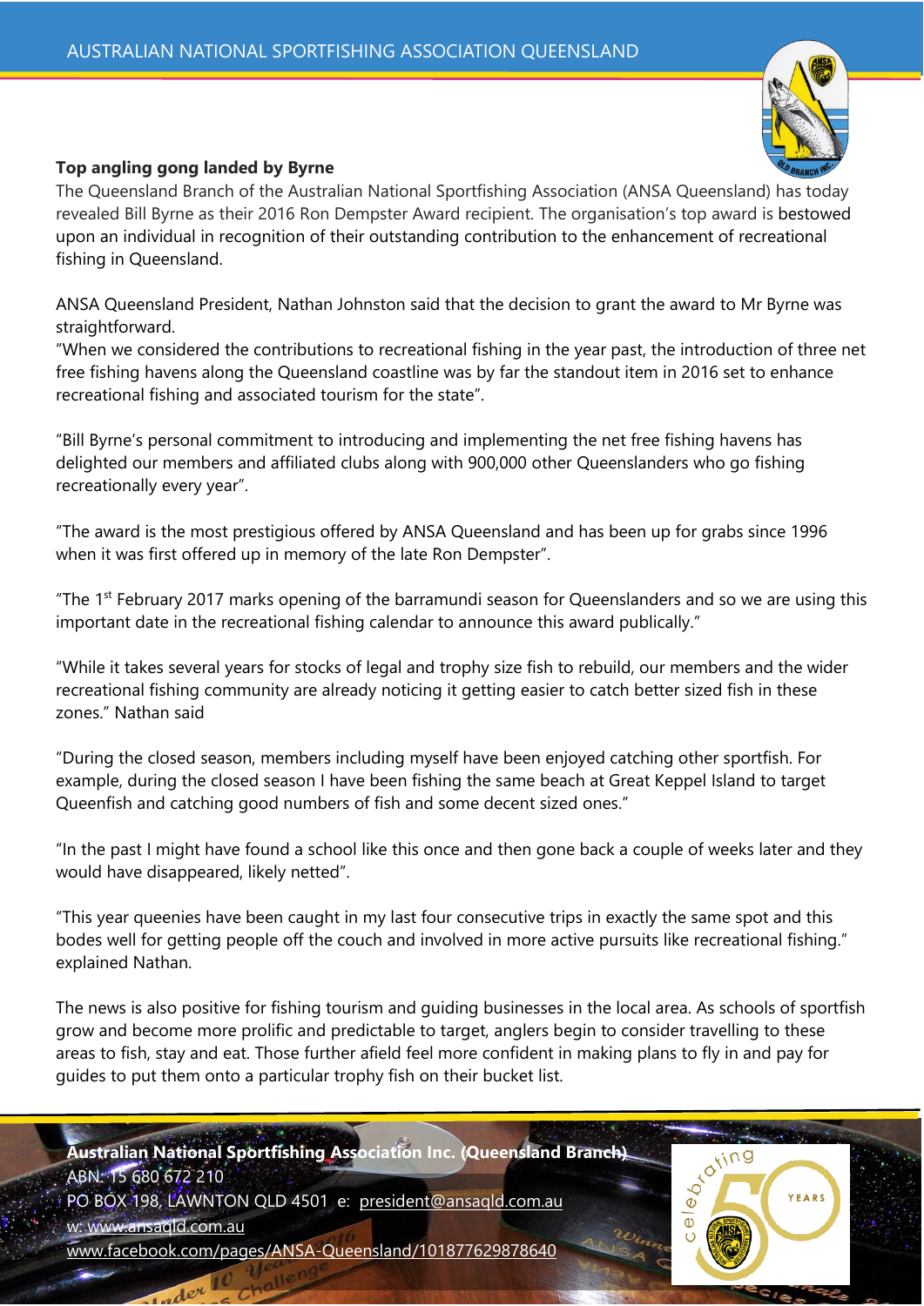**Top angling gong landed by Byrne**

The Queensland Branch of the Australian National Sportfishing Association (ANSA Queensland) has today revealed Bill Byrne as their 2016 Ron Dempster Award recipient. The organisation's top award is bestowed upon an individual in recognition of their outstanding contribution to the enhancement of recreational fishing in Queensland.

ANSA Queensland President, Nathan Johnston said that the decision to grant the award to Mr Byrne was straightforward.

"When we considered the contributions to recreational fishing in the year past, the introduction of three net free fishing havens along the Queensland coastline was by far the standout item in 2016 set to enhance recreational fishing and associated tourism for the state".

"Bill Byrne's personal commitment to introducing and implementing the net free fishing havens has delighted our members and affiliated clubs along with 900,000 other Queenslanders who go fishing recreationally every year".

"The award is the most prestigious offered by ANSA Queensland and has been up for grabs since 1996 when it was first offered up in memory of the late Ron Dempster".

"The 1st February 2017 marks opening of the barramundi season for Queenslanders and so we are using this important date in the recreational fishing calendar to announce this award publically."

"While it takes several years for stocks of legal and trophy size fish to rebuild, our members and the wider recreational fishing community are already noticing it getting easier to catch better sized fish in these zones." Nathan said

"During the closed season, members including myself have been enjoyed catching other sportfish. For example, during the closed season I have been fishing the same beach at Great Keppel Island to target Queenfish and catching good numbers of fish and some decent sized ones."

"In the past I might have found a school like this once and then gone back a couple of weeks later and they would have disappeared, likely netted".

"This year queenies have been caught in my last four consecutive trips in exactly the same spot and this bodes well for getting people off the couch and involved in more active pursuits like recreational fishing." explained Nathan.

The news is also positive for fishing tourism and guiding businesses in the local area. As schools of sportfish grow and become more prolific and predictable to target, anglers begin to consider travelling to these areas to fish, stay and eat. Those further afield feel more confident in making plans to fly in and pay for guides to put them onto a particular trophy fish on their bucket list.

**Australian National Sportfishing Association Inc. (Queensland Branch)**
ABN: 15 680 672 210
PO BOX 198, LAWNTON QLD 4501 e: president@ansaqld.com.au
w: www.ansaqld.com.au
www.facebook.com/pages/ANSA-Queensland/101877629878640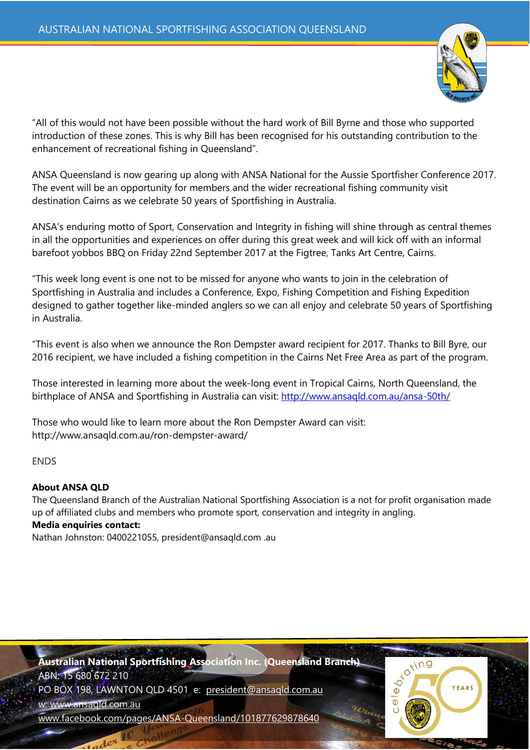"All of this would not have been possible without the hard work of Bill Byrne and those who supported introduction of these zones. This is why Bill has been recognised for his outstanding contribution to the enhancement of recreational fishing in Queensland".

ANSA Queensland is now gearing up along with ANSA National for the Aussie Sportfisher Conference 2017. The event will be an opportunity for members and the wider recreational fishing community visit destination Cairns as we celebrate 50 years of Sportfishing in Australia.

ANSA's enduring motto of Sport, Conservation and Integrity in fishing will shine through as central themes in all the opportunities and experiences on offer during this great week and will kick off with an informal barefoot yobbos BBQ on Friday 22nd September 2017 at the Figtree, Tanks Art Centre, Cairns.

"This week long event is one not to be missed for anyone who wants to join in the celebration of Sportfishing in Australia and includes a Conference, Expo, Fishing Competition and Fishing Expedition designed to gather together like-minded anglers so we can all enjoy and celebrate 50 years of Sportfishing in Australia.

"This event is also when we announce the Ron Dempster award recipient for 2017. Thanks to Bill Byre, our 2016 recipient, we have included a fishing competition in the Cairns Net Free Area as part of the program.

Those interested in learning more about the week-long event in Tropical Cairns, North Queensland, the birthplace of ANSA and Sportfishing in Australia can visit: http://www.ansaqld.com.au/ansa-50th/

Those who would like to learn more about the Ron Dempster Award can visit: http://www.ansaqld.com.au/ron-dempster-award/

ENDS

**About ANSA QLD**
The Queensland Branch of the Australian National Sportfishing Association is a not for profit organisation made up of affiliated clubs and members who promote sport, conservation and integrity in angling.
**Media enquiries contact:**
Nathan Johnston: 0400221055, president@ansaqld.com .au

**Australian National Sportfishing Association Inc. (Queensland Branch)**
ABN: 15 680 672 210
PO BOX 198, LAWNTON QLD 4501 e: president@ansaqld.com.au
w: www.ansaqld.com.au
www.facebook.com/pages/ANSA-Queensland/101877629878640